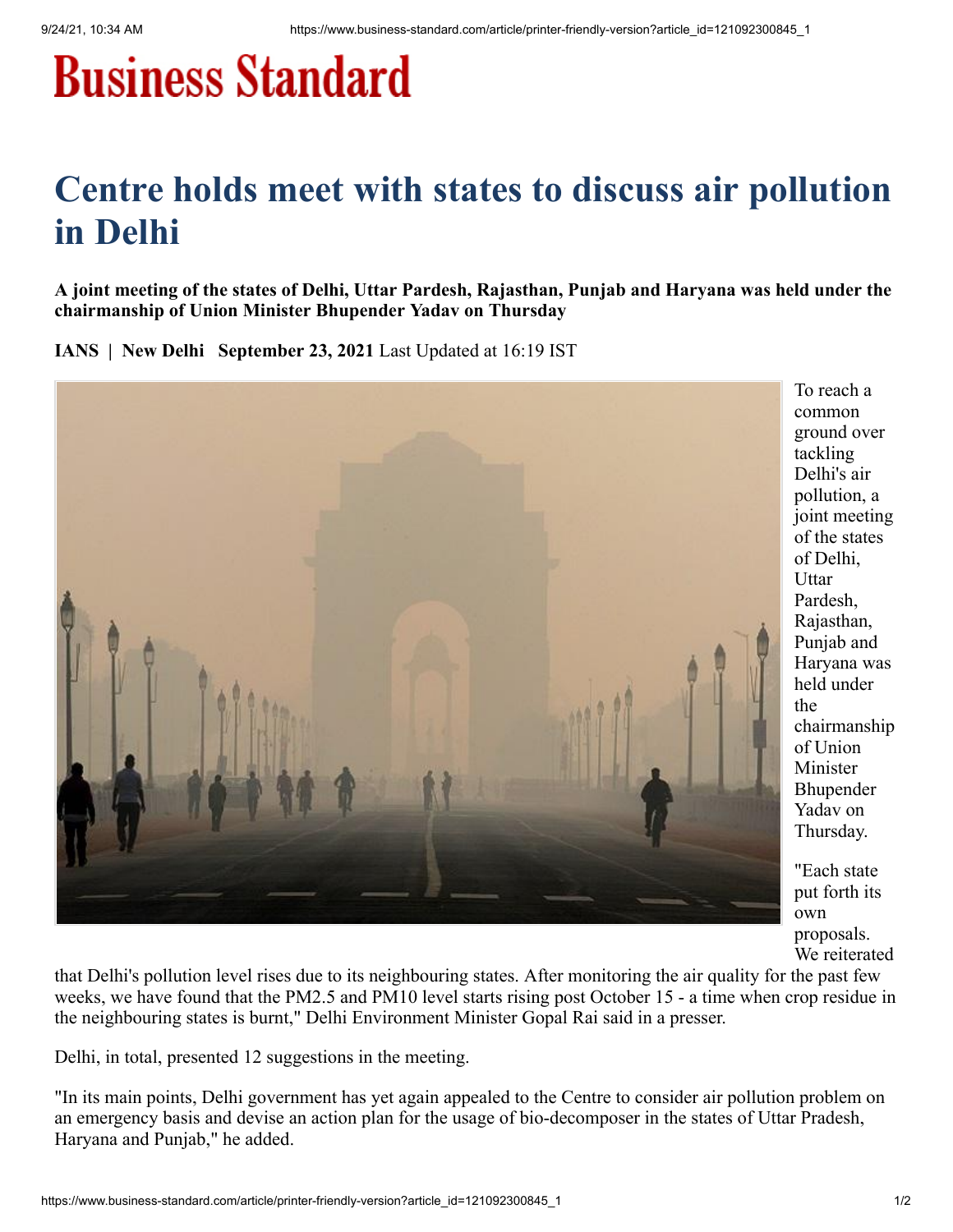# Business Standard

# Centre holds meet with states to discuss air pollution in Delhi

**A joint meeting of the states of Delhi, Uttar Pardesh, Rajasthan, Punjab and Haryana was held under the chairmanship of Union Minister Bhupender Yadav on Thursday**

**IANS | New Delhi September 23, 2021** Last Updated at 16:19 IST

To reach a common ground over tackling Delhi's air pollution, a joint meeting of the states of Delhi, Uttar Pardesh, Rajasthan, Punjab and Haryana was held under the chairmanship of Union Minister Bhupender Yadav on Thursday.

"Each state put forth its own proposals. We reiterated that Delhi's pollution level rises due to its neighbouring states. After monitoring the air quality for the past few weeks, we have found that the PM2.5 and PM10 level starts rising post October 15 - a time when crop residue in the neighbouring states is burnt," Delhi Environment Minister Gopal Rai said in a presser.

Delhi, in total, presented 12 suggestions in the meeting.

"In its main points, Delhi government has yet again appealed to the Centre to consider air pollution problem on an emergency basis and devise an action plan for the usage of bio-decomposer in the states of Uttar Pradesh, Haryana and Punjab," he added.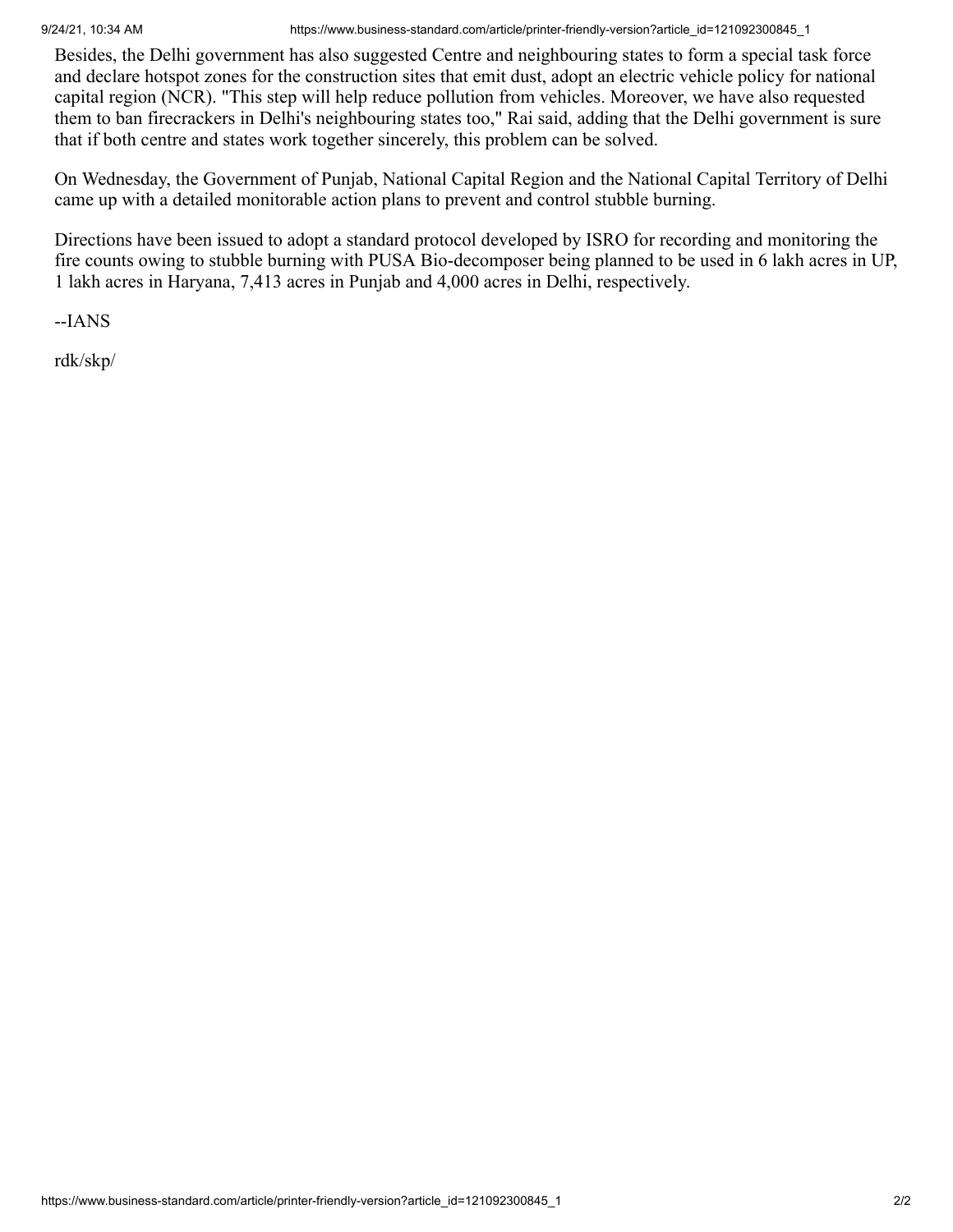Besides, the Delhi government has also suggested Centre and neighbouring states to form a special task force and declare hotspot zones for the construction sites that emit dust, adopt an electric vehicle policy for national capital region (NCR). "This step will help reduce pollution from vehicles. Moreover, we have also requested them to ban firecrackers in Delhi's neighbouring states too," Rai said, adding that the Delhi government is sure that if both centre and states work together sincerely, this problem can be solved.

On Wednesday, the Government of Punjab, National Capital Region and the National Capital Territory of Delhi came up with a detailed monitorable action plans to prevent and control stubble burning.

Directions have been issued to adopt a standard protocol developed by ISRO for recording and monitoring the fire counts owing to stubble burning with PUSA Bio-decomposer being planned to be used in 6 lakh acres in UP, 1 lakh acres in Haryana, 7,413 acres in Punjab and 4,000 acres in Delhi, respectively.

--IANS

rdk/skp/